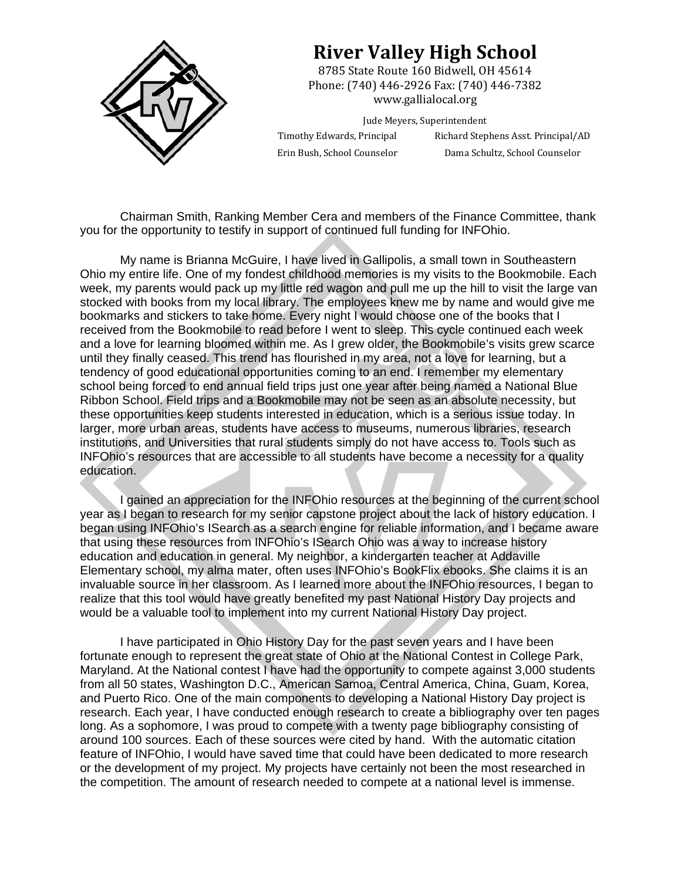# River Valley High School

8785 State Route 160 Bidwell, OH 45614
Phone: (740) 446-2926 Fax: (740) 446-7382
www.gallialocal.org

Jude Meyers, Superintendent

Timothy Edwards, Principal — Richard Stephens Asst. Principal/AD

Erin Bush, School Counselor — Dama Schultz, School Counselor

Chairman Smith, Ranking Member Cera and members of the Finance Committee, thank you for the opportunity to testify in support of continued full funding for INFOhio.

My name is Brianna McGuire, I have lived in Gallipolis, a small town in Southeastern Ohio my entire life. One of my fondest childhood memories is my visits to the Bookmobile. Each week, my parents would pack up my little red wagon and pull me up the hill to visit the large van stocked with books from my local library. The employees knew me by name and would give me bookmarks and stickers to take home. Every night I would choose one of the books that I received from the Bookmobile to read before I went to sleep. This cycle continued each week and a love for learning bloomed within me. As I grew older, the Bookmobile's visits grew scarce until they finally ceased. This trend has flourished in my area, not a love for learning, but a tendency of good educational opportunities coming to an end. I remember my elementary school being forced to end annual field trips just one year after being named a National Blue Ribbon School. Field trips and a Bookmobile may not be seen as an absolute necessity, but these opportunities keep students interested in education, which is a serious issue today. In larger, more urban areas, students have access to museums, numerous libraries, research institutions, and Universities that rural students simply do not have access to. Tools such as INFOhio's resources that are accessible to all students have become a necessity for a quality education.

I gained an appreciation for the INFOhio resources at the beginning of the current school year as I began to research for my senior capstone project about the lack of history education. I began using INFOhio's ISearch as a search engine for reliable information, and I became aware that using these resources from INFOhio's ISearch Ohio was a way to increase history education and education in general. My neighbor, a kindergarten teacher at Addaville Elementary school, my alma mater, often uses INFOhio's BookFlix ebooks. She claims it is an invaluable source in her classroom. As I learned more about the INFOhio resources, I began to realize that this tool would have greatly benefited my past National History Day projects and would be a valuable tool to implement into my current National History Day project.

I have participated in Ohio History Day for the past seven years and I have been fortunate enough to represent the great state of Ohio at the National Contest in College Park, Maryland. At the National contest I have had the opportunity to compete against 3,000 students from all 50 states, Washington D.C., American Samoa, Central America, China, Guam, Korea, and Puerto Rico. One of the main components to developing a National History Day project is research. Each year, I have conducted enough research to create a bibliography over ten pages long. As a sophomore, I was proud to compete with a twenty page bibliography consisting of around 100 sources. Each of these sources were cited by hand. With the automatic citation feature of INFOhio, I would have saved time that could have been dedicated to more research or the development of my project. My projects have certainly not been the most researched in the competition. The amount of research needed to compete at a national level is immense.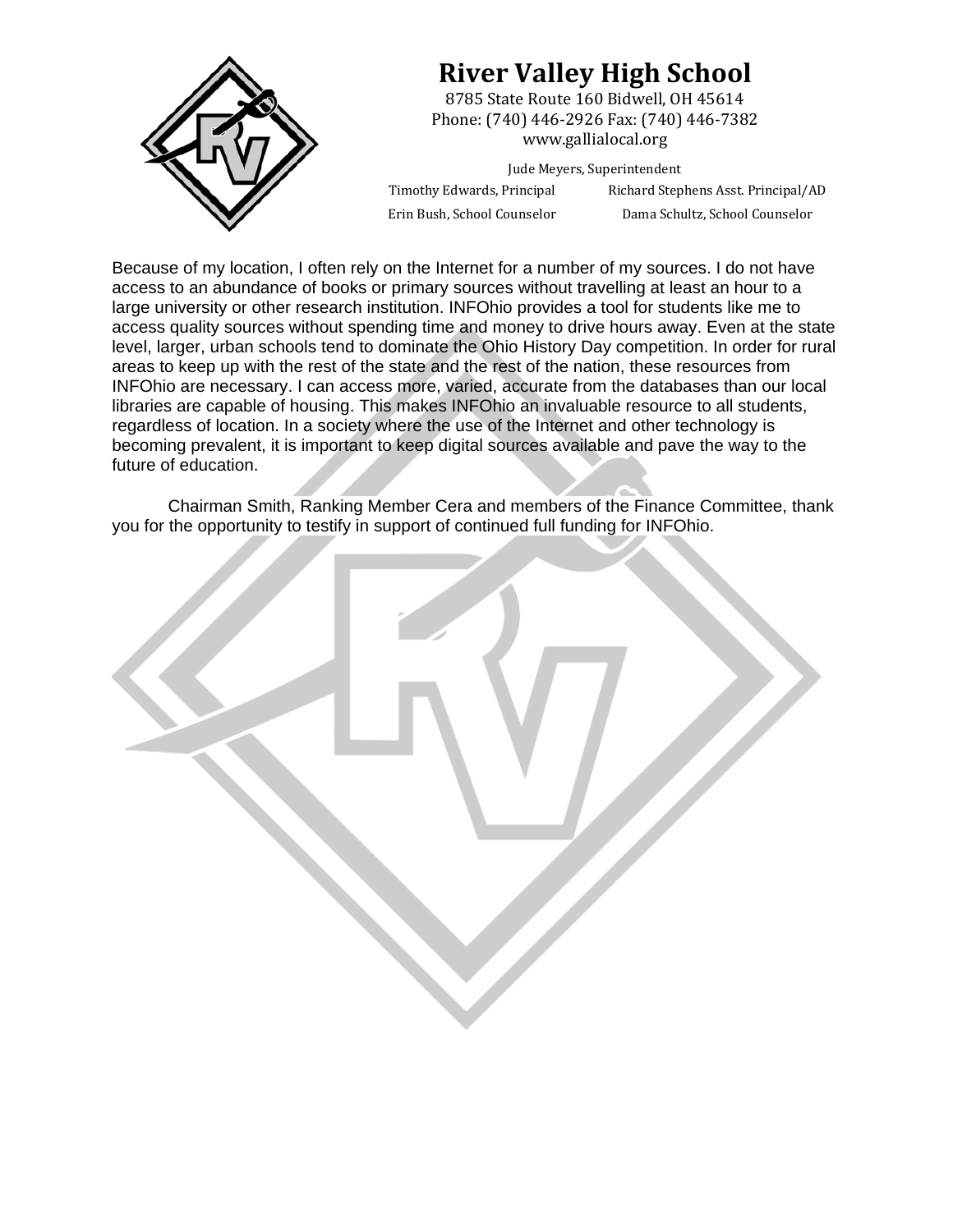# River Valley High School

8785 State Route 160 Bidwell, OH 45614
Phone: (740) 446-2926 Fax: (740) 446-7382
www.gallialocal.org

Jude Meyers, Superintendent

Timothy Edwards, Principal
Richard Stephens Asst. Principal/AD
Erin Bush, School Counselor
Dama Schultz, School Counselor

Because of my location, I often rely on the Internet for a number of my sources. I do not have access to an abundance of books or primary sources without travelling at least an hour to a large university or other research institution. INFOhio provides a tool for students like me to access quality sources without spending time and money to drive hours away. Even at the state level, larger, urban schools tend to dominate the Ohio History Day competition. In order for rural areas to keep up with the rest of the state and the rest of the nation, these resources from INFOhio are necessary. I can access more, varied, accurate from the databases than our local libraries are capable of housing. This makes INFOhio an invaluable resource to all students, regardless of location. In a society where the use of the Internet and other technology is becoming prevalent, it is important to keep digital sources available and pave the way to the future of education.

Chairman Smith, Ranking Member Cera and members of the Finance Committee, thank you for the opportunity to testify in support of continued full funding for INFOhio.